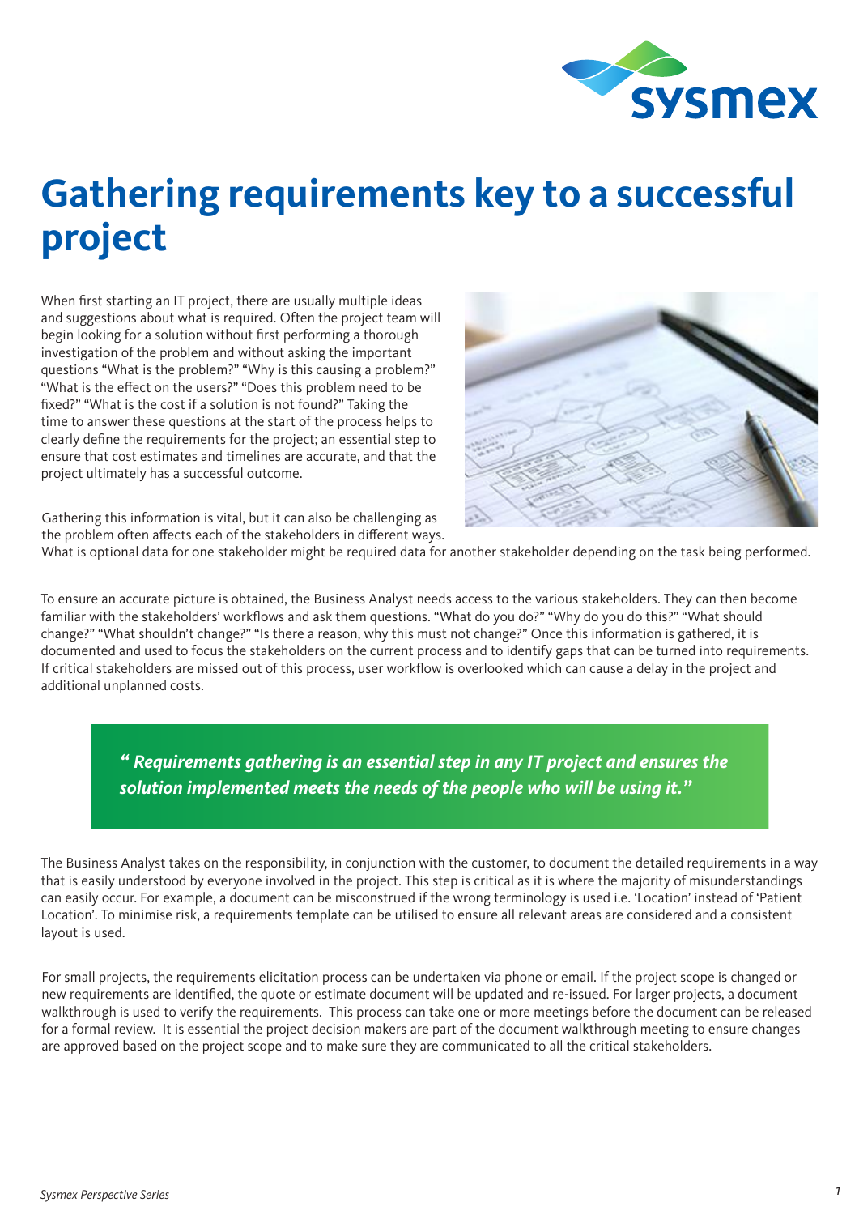# Gathering requirements key to a successful project

When first starting an IT project, there are usually multiple ideas and suggestions about what is required. Often the project team will begin looking for a solution without first performing a thorough investigation of the problem and without asking the important questions "What is the problem?" "Why is this causing a problem?" "What is the effect on the users?" "Does this problem need to be fixed?" "What is the cost if a solution is not found?" Taking the time to answer these questions at the start of the process helps to clearly define the requirements for the project; an essential step to ensure that cost estimates and timelines are accurate, and that the project ultimately has a successful outcome.

Gathering this information is vital, but it can also be challenging as the problem often affects each of the stakeholders in different ways. What is optional data for one stakeholder might be required data for another stakeholder depending on the task being performed.

To ensure an accurate picture is obtained, the Business Analyst needs access to the various stakeholders. They can then become familiar with the stakeholders' workflows and ask them questions. "What do you do?" "Why do you do this?" "What should change?" "What shouldn't change?" "Is there a reason, why this must not change?" Once this information is gathered, it is documented and used to focus the stakeholders on the current process and to identify gaps that can be turned into requirements. If critical stakeholders are missed out of this process, user workflow is overlooked which can cause a delay in the project and additional unplanned costs.

> ***" Requirements gathering is an essential step in any IT project and ensures the solution implemented meets the needs of the people who will be using it."***

The Business Analyst takes on the responsibility, in conjunction with the customer, to document the detailed requirements in a way that is easily understood by everyone involved in the project. This step is critical as it is where the majority of misunderstandings can easily occur. For example, a document can be misconstrued if the wrong terminology is used i.e. 'Location' instead of 'Patient Location'. To minimise risk, a requirements template can be utilised to ensure all relevant areas are considered and a consistent layout is used.

For small projects, the requirements elicitation process can be undertaken via phone or email. If the project scope is changed or new requirements are identified, the quote or estimate document will be updated and re-issued. For larger projects, a document walkthrough is used to verify the requirements. This process can take one or more meetings before the document can be released for a formal review. It is essential the project decision makers are part of the document walkthrough meeting to ensure changes are approved based on the project scope and to make sure they are communicated to all the critical stakeholders.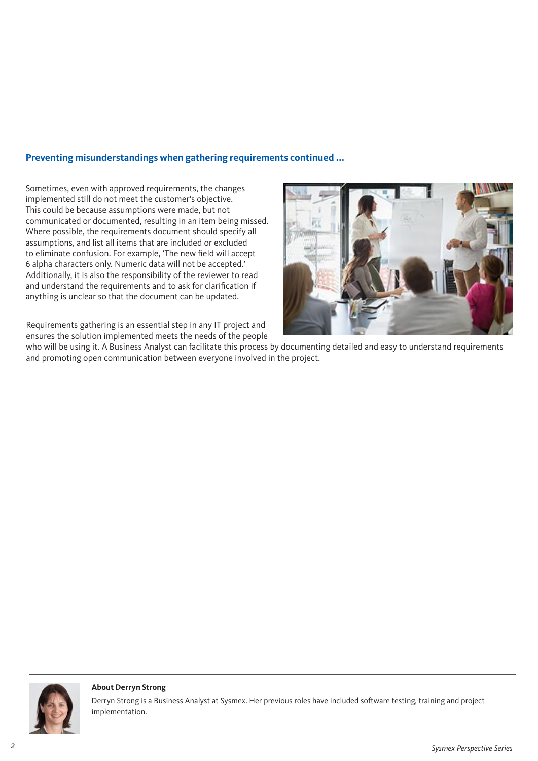## Preventing misunderstandings when gathering requirements continued ...

Sometimes, even with approved requirements, the changes implemented still do not meet the customer's objective. This could be because assumptions were made, but not communicated or documented, resulting in an item being missed. Where possible, the requirements document should specify all assumptions, and list all items that are included or excluded to eliminate confusion. For example, 'The new field will accept 6 alpha characters only. Numeric data will not be accepted.' Additionally, it is also the responsibility of the reviewer to read and understand the requirements and to ask for clarification if anything is unclear so that the document can be updated.

Requirements gathering is an essential step in any IT project and ensures the solution implemented meets the needs of the people who will be using it. A Business Analyst can facilitate this process by documenting detailed and easy to understand requirements and promoting open communication between everyone involved in the project.

---

**About Derryn Strong**

Derryn Strong is a Business Analyst at Sysmex. Her previous roles have included software testing, training and project implementation.